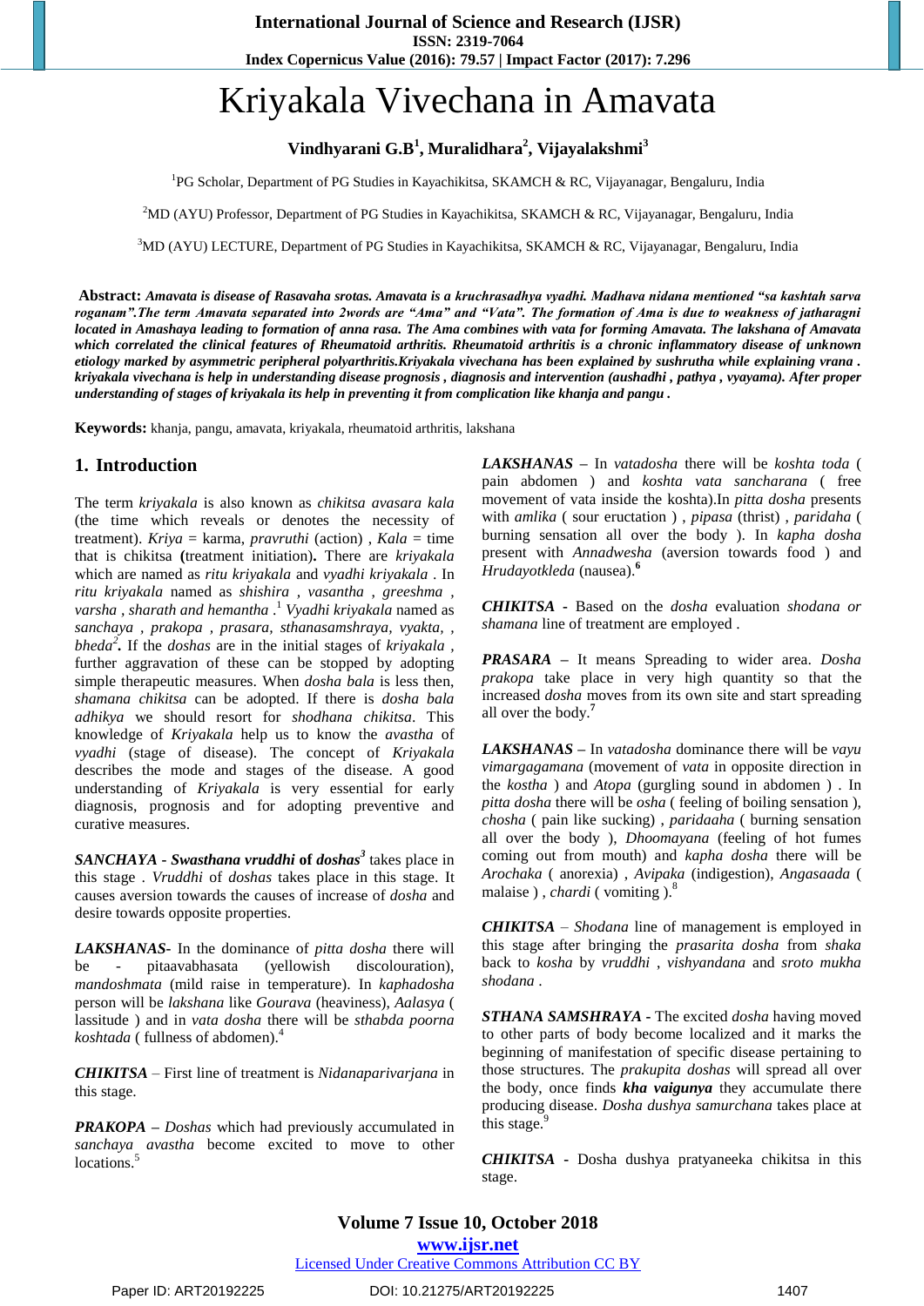# Kriyakala Vivechana in Amavata

**Vindhyarani G.B[1], Muralidhara[2], Vijayalakshmi[3]**

[1]PG Scholar, Department of PG Studies in Kayachikitsa, SKAMCH & RC, Vijayanagar, Bengaluru, India

[2]MD (AYU) Professor, Department of PG Studies in Kayachikitsa, SKAMCH & RC, Vijayanagar, Bengaluru, India

[3]MD (AYU) LECTURE, Department of PG Studies in Kayachikitsa, SKAMCH & RC, Vijayanagar, Bengaluru, India

**Abstract:** ***Amavata is disease of Rasavaha srotas. Amavata is a kruchrasadhya vyadhi. Madhava nidana mentioned "sa kashtah sarva roganam".The term Amavata separated into 2words are "Ama" and "Vata". The formation of Ama is due to weakness of jatharagni located in Amashaya leading to formation of anna rasa. The Ama combines with vata for forming Amavata. The lakshana of Amavata which correlated the clinical features of Rheumatoid arthritis. Rheumatoid arthritis is a chronic inflammatory disease of unknown etiology marked by asymmetric peripheral polyarthritis.Kriyakala vivechana has been explained by sushrutha while explaining vrana . kriyakala vivechana is help in understanding disease prognosis , diagnosis and intervention (aushadhi , pathya , vyayama). After proper understanding of stages of kriyakala its help in preventing it from complication like khanja and pangu .***

**Keywords:** khanja, pangu, amavata, kriyakala, rheumatoid arthritis, lakshana

## 1. Introduction

The term *kriyakala* is also known as *chikitsa avasara kala* (the time which reveals or denotes the necessity of treatment). *Kriya* = karma, *pravruthi* (action) , *Kala* = time that is chikitsa **(**treatment initiation**)**. There are *kriyakala* which are named as *ritu kriyakala* and *vyadhi kriyakala* . In *ritu kriyakala* named as *shishira* , *vasantha* , *greeshma* , *varsha* , *sharath and hemantha* .[1] *Vyadhi kriyakala* named as *sanchaya* , *prakopa* , *prasara*, *sthanasamshraya*, *vyakta*, , *bheda*[2]**.** If the *doshas* are in the initial stages of *kriyakala* , further aggravation of these can be stopped by adopting simple therapeutic measures. When *dosha bala* is less then, *shamana chikitsa* can be adopted. If there is *dosha bala adhikya* we should resort for *shodhana chikitsa*. This knowledge of *Kriyakala* help us to know the *avastha* of *vyadhi* (stage of disease). The concept of *Kriyakala* describes the mode and stages of the disease. A good understanding of *Kriyakala* is very essential for early diagnosis, prognosis and for adopting preventive and curative measures.

***SANCHAYA*** **-** ***Swasthana vruddhi*** **of** ***doshas***[3] takes place in this stage . *Vruddhi* of *doshas* takes place in this stage. It causes aversion towards the causes of increase of *dosha* and desire towards opposite properties.

***LAKSHANAS***- In the dominance of *pitta dosha* there will be - pitaavabhasata (yellowish discolouration), *mandoshmata* (mild raise in temperature). In *kaphadosha* person will be *lakshana* like *Gourava* (heaviness), *Aalasya* ( lassitude ) and in *vata dosha* there will be *sthabda poorna koshtada* ( fullness of abdomen).[4]

***CHIKITSA*** – First line of treatment is *Nidanaparivarjana* in this stage.

***PRAKOPA*** **–** *Doshas* which had previously accumulated in *sanchaya avastha* become excited to move to other locations.[5]

***LAKSHANAS*** **–** In *vatadosha* there will be *koshta toda* ( pain abdomen ) and *koshta vata sancharana* ( free movement of vata inside the koshta).In *pitta dosha* presents with *amlika* ( sour eructation ) , *pipasa* (thrist) , *paridaha* ( burning sensation all over the body ). In *kapha dosha* present with *Annadwesha* (aversion towards food ) and *Hrudayotkleda* (nausea).[6]

***CHIKITSA*** - Based on the *dosha* evaluation *shodana or shamana* line of treatment are employed .

***PRASARA*** **–** It means Spreading to wider area. *Dosha prakopa* take place in very high quantity so that the increased *dosha* moves from its own site and start spreading all over the body.[7]

***LAKSHANAS*** **–** In *vatadosha* dominance there will be *vayu vimargagamana* (movement of *vata* in opposite direction in the *kostha* ) and *Atopa* (gurgling sound in abdomen ) . In *pitta dosha* there will be *osha* ( feeling of boiling sensation ), *chosha* ( pain like sucking) , *paridaaha* ( burning sensation all over the body ), *Dhoomayana* (feeling of hot fumes coming out from mouth) and *kapha dosha* there will be *Arochaka* ( anorexia) , *Avipaka* (indigestion), *Angasaada* ( malaise ) , *chardi* ( vomiting ).[8]

***CHIKITSA*** – *Shodana* line of management is employed in this stage after bringing the *prasarita dosha* from *shaka* back to *kosha* by *vruddhi* , *vishyandana* and *sroto mukha shodana* .

***STHANA SAMSHRAYA*** **-** The excited *dosha* having moved to other parts of body become localized and it marks the beginning of manifestation of specific disease pertaining to those structures. The *prakupita doshas* will spread all over the body, once finds ***kha vaigunya*** they accumulate there producing disease. *Dosha dushya samurchana* takes place at this stage.[9]

***CHIKITSA*** - Dosha dushya pratyaneeka chikitsa in this stage.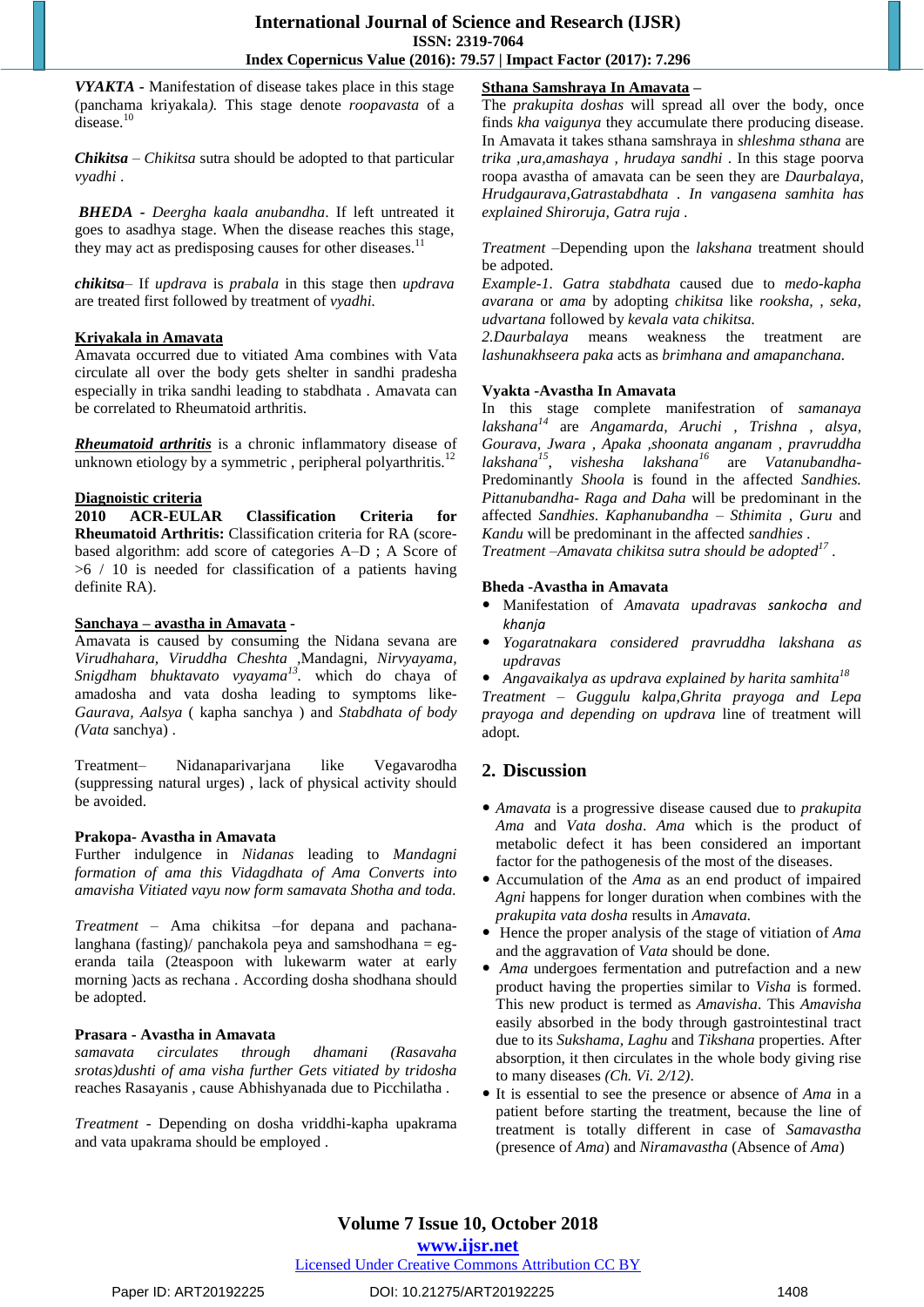*VYAKTA* - Manifestation of disease takes place in this stage (panchama kriyakala*).* This stage denote *roopavasta* of a disease.[10]

*Chikitsa* – *Chikitsa* sutra should be adopted to that particular *vyadhi* .

***BHEDA*** - *Deergha kaala anubandha*. If left untreated it goes to asadhya stage. When the disease reaches this stage, they may act as predisposing causes for other diseases.[11]

***chikitsa***– If *updrava* is *prabala* in this stage then *updrava* are treated first followed by treatment of *vyadhi.*

**Kriyakala in Amavata**

Amavata occurred due to vitiated Ama combines with Vata circulate all over the body gets shelter in sandhi pradesha especially in trika sandhi leading to stabdhata . Amavata can be correlated to Rheumatoid arthritis.

***Rheumatoid arthritis*** is a chronic inflammatory disease of unknown etiology by a symmetric , peripheral polyarthritis.[12]

**Diagnoistic criteria**

**2010 ACR-EULAR Classification Criteria for Rheumatoid Arthritis:** Classification criteria for RA (score-based algorithm: add score of categories A–D ; A Score of >6 / 10 is needed for classification of a patients having definite RA).

**Sanchaya – avastha in Amavata** -

Amavata is caused by consuming the Nidana sevana are *Virudhahara, Viruddha Cheshta* ,Mandagni, *Nirvyayama, Snigdham bhuktavato vyayama*[13]. which do chaya of amadosha and vata dosha leading to symptoms like-*Gaurava, Aalsya* ( kapha sanchya ) and *Stabdhata of body (Vata* sanchya) .

Treatment– Nidanaparivarjana like Vegavarodha (suppressing natural urges) , lack of physical activity should be avoided.

**Prakopa- Avastha in Amavata**

Further indulgence in *Nidanas* leading to *Mandagni formation of ama this Vidagdhata of Ama Converts into amavisha Vitiated vayu now form samavata Shotha and toda.*

*Treatment* – Ama chikitsa –for depana and pachana-langhana (fasting)/ panchakola peya and samshodhana = eg-eranda taila (2teaspoon with lukewarm water at early morning )acts as rechana . According dosha shodhana should be adopted.

**Prasara - Avastha in Amavata**

*samavata circulates through dhamani (Rasavaha srotas)dushti of ama visha further Gets vitiated by tridosha* reaches Rasayanis , cause Abhishyanada due to Picchilatha .

*Treatment* - Depending on dosha vriddhi-kapha upakrama and vata upakrama should be employed .

**Sthana Samshraya In Amavata** –

The *prakupita doshas* will spread all over the body, once finds *kha vaigunya* they accumulate there producing disease. In Amavata it takes sthana samshraya in *shleshma sthana* are *trika ,ura,amashaya , hrudaya sandhi* . In this stage poorva roopa avastha of amavata can be seen they are *Daurbalaya, Hrudgaurava,Gatrastabdhata . In vangasena samhita has explained Shiroruja, Gatra ruja .*

*Treatment* –Depending upon the *lakshana* treatment should be adpoted.

*Example-1. Gatra stabdhata* caused due to *medo-kapha avarana* or *ama* by adopting *chikitsa* like *rooksha, , seka, udvartana* followed by *kevala vata chikitsa.*

*2.Daurbalaya* means weakness the treatment are *lashunakhseera paka* acts as *brimhana and amapanchana.*

**Vyakta -Avastha In Amavata**

In this stage complete manifestation of *samanaya lakshana*[14] are *Angamarda, Aruchi , Trishna , alsya, Gourava, Jwara , Apaka ,shoonata anganam , pravruddha lakshana*[15], *vishesha lakshana*[16] are *Vatanubandha-*Predominantly *Shoola* is found in the affected *Sandhies. Pittanubandha- Raga and Daha* will be predominant in the affected *Sandhies. Kaphanubandha* – *Shimita* , *Guru* and *Kandu* will be predominant in the affected *sandhies* .

*Treatment –Amavata chikitsa sutra should be adopted*[17] .

**Bheda -Avastha in Amavata**

- Manifestation of *Amavata upadravas sankocha and khanja*
- *Yogaratnakara considered pravruddha lakshana as updravas*
- *Angavaikalya as updrava explained by harita samhita*[18]

*Treatment – Guggulu kalpa,Ghrita prayoga and Lepa prayoga and depending on updrava* line of treatment will adopt.

## 2. Discussion

- *Amavata* is a progressive disease caused due to *prakupita Ama* and *Vata dosha*. *Ama* which is the product of metabolic defect it has been considered an important factor for the pathogenesis of the most of the diseases.
- Accumulation of the *Ama* as an end product of impaired *Agni* happens for longer duration when combines with the *prakupita vata dosha* results in *Amavata.*
- Hence the proper analysis of the stage of vitiation of *Ama* and the aggravation of *Vata* should be done.
- *Ama* undergoes fermentation and putrefaction and a new product having the properties similar to *Visha* is formed. This new product is termed as *Amavisha*. This *Amavisha* easily absorbed in the body through gastrointestinal tract due to its *Sukshama, Laghu* and *Tikshana* properties. After absorption, it then circulates in the whole body giving rise to many diseases *(Ch. Vi. 2/12)*.
- It is essential to see the presence or absence of *Ama* in a patient before starting the treatment, because the line of treatment is totally different in case of *Samavastha* (presence of *Ama*) and *Niramavastha* (Absence of *Ama*)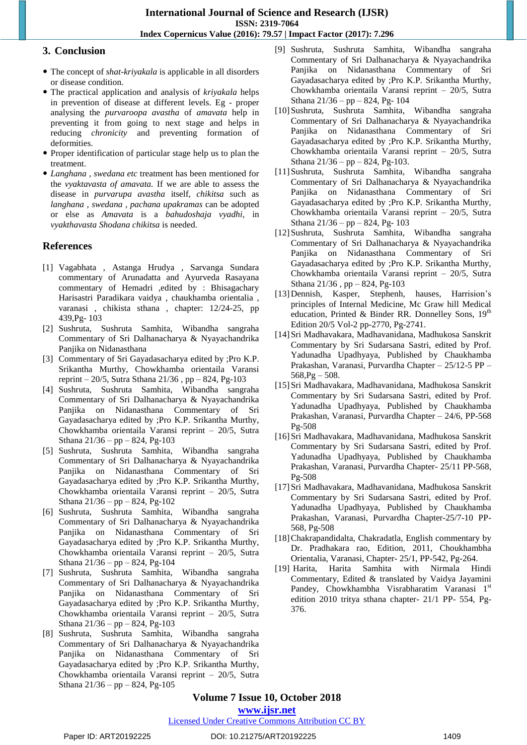## 3. Conclusion

- The concept of *shat-kriyakala* is applicable in all disorders or disease condition.
- The practical application and analysis of *kriyakala* helps in prevention of disease at different levels. Eg - proper analysing the *purvaroopa avastha* of *amavata* help in preventing it from going to next stage and helps in reducing *chronicity* and preventing formation of deformities.
- Proper identification of particular stage help us to plan the treatment.
- *Langhana , swedana etc* treatment has been mentioned for the *vyaktavasta of amavata.* If we are able to assess the disease in *purvarupa avastha* itself, *chikitsa* such as *langhana , swedana , pachana upakramas* can be adopted or else as *Amavata* is a *bahudoshaja vyadhi,* in *vyakthavasta Shodana chikitsa* is needed.

## References

[1] Vagabhata , Astanga Hrudya , Sarvanga Sundara commentary of Arunadatta and Ayurveda Rasayana commentary of Hemadri ,edited by : Bhisagachary Harisastri Paradikara vaidya , chaukhamba orientalia , varanasi , chikista sthana , chapter: 12/24-25, pp 439,Pg- 103

[2] Sushruta, Sushruta Samhita, Wibandha sangraha Commentary of Sri Dalhanacharya & Nyayachandrika Panjika on Nidanasthana

[3] Commentary of Sri Gayadasacharya edited by ;Pro K.P. Srikantha Murthy, Chowkhamba orientaila Varansi reprint – 20/5, Sutra Sthana 21/36 , pp – 824, Pg-103

[4] Sushruta, Sushruta Samhita, Wibandha sangraha Commentary of Sri Dalhanacharya & Nyayachandrika Panjika on Nidanasthana Commentary of Sri Gayadasacharya edited by ;Pro K.P. Srikantha Murthy, Chowkhamba orientaila Varansi reprint – 20/5, Sutra Sthana 21/36 – pp – 824, Pg-103

[5] Sushruta, Sushruta Samhita, Wibandha sangraha Commentary of Sri Dalhanacharya & Nyayachandrika Panjika on Nidanasthana Commentary of Sri Gayadasacharya edited by ;Pro K.P. Srikantha Murthy, Chowkhamba orientaila Varansi reprint – 20/5, Sutra Sthana 21/36 – pp – 824, Pg-102

[6] Sushruta, Sushruta Samhita, Wibandha sangraha Commentary of Sri Dalhanacharya & Nyayachandrika Panjika on Nidanasthana Commentary of Sri Gayadasacharya edited by ;Pro K.P. Srikantha Murthy, Chowkhamba orientaila Varansi reprint – 20/5, Sutra Sthana 21/36 – pp – 824, Pg-104

[7] Sushruta, Sushruta Samhita, Wibandha sangraha Commentary of Sri Dalhanacharya & Nyayachandrika Panjika on Nidanasthana Commentary of Sri Gayadasacharya edited by ;Pro K.P. Srikantha Murthy, Chowkhamba orientaila Varansi reprint – 20/5, Sutra Sthana 21/36 – pp – 824, Pg-103

[8] Sushruta, Sushruta Samhita, Wibandha sangraha Commentary of Sri Dalhanacharya & Nyayachandrika Panjika on Nidanasthana Commentary of Sri Gayadasacharya edited by ;Pro K.P. Srikantha Murthy, Chowkhamba orientaila Varansi reprint – 20/5, Sutra Sthana 21/36 – pp – 824, Pg-105

[9] Sushruta, Sushruta Samhita, Wibandha sangraha Commentary of Sri Dalhanacharya & Nyayachandrika Panjika on Nidanasthana Commentary of Sri Gayadasacharya edited by ;Pro K.P. Srikantha Murthy, Chowkhamba orientaila Varansi reprint – 20/5, Sutra Sthana 21/36 – pp – 824, Pg- 104

[10] Sushruta, Sushruta Samhita, Wibandha sangraha Commentary of Sri Dalhanacharya & Nyayachandrika Panjika on Nidanasthana Commentary of Sri Gayadasacharya edited by ;Pro K.P. Srikantha Murthy, Chowkhamba orientaila Varansi reprint – 20/5, Sutra Sthana 21/36 – pp – 824, Pg-103.

[11] Sushruta, Sushruta Samhita, Wibandha sangraha Commentary of Sri Dalhanacharya & Nyayachandrika Panjika on Nidanasthana Commentary of Sri Gayadasacharya edited by ;Pro K.P. Srikantha Murthy, Chowkhamba orientaila Varansi reprint – 20/5, Sutra Sthana 21/36 – pp – 824, Pg- 103

[12] Sushruta, Sushruta Samhita, Wibandha sangraha Commentary of Sri Dalhanacharya & Nyayachandrika Panjika on Nidanasthana Commentary of Sri Gayadasacharya edited by ;Pro K.P. Srikantha Murthy, Chowkhamba orientaila Varansi reprint – 20/5, Sutra Sthana 21/36 , pp – 824, Pg-103

[13] Dennish, Kasper, Stephenh, hauses, Harrision's principles of Internal Medicine, Mc Graw hill Medical education, Printed & Binder RR. Donnelley Sons, 19th Edition 20/5 Vol-2 pp-2770, Pg-2741.

[14] Sri Madhavakara, Madhavanidana, Madhukosa Sanskrit Commentary by Sri Sudarsana Sastri, edited by Prof. Yadunadha Upadhyaya, Published by Chaukhamba Prakashan, Varanasi, Purvardha Chapter – 25/12-5 PP – 568,Pg – 508.

[15] Sri Madhavakara, Madhavanidana, Madhukosa Sanskrit Commentary by Sri Sudarsana Sastri, edited by Prof. Yadunadha Upadhyaya, Published by Chaukhamba Prakashan, Varanasi, Purvardha Chapter – 24/6, PP-568 Pg-508

[16] Sri Madhavakara, Madhavanidana, Madhukosa Sanskrit Commentary by Sri Sudarsana Sastri, edited by Prof. Yadunadha Upadhyaya, Published by Chaukhamba Prakashan, Varanasi, Purvardha Chapter- 25/11 PP-568, Pg-508

[17] Sri Madhavakara, Madhavanidana, Madhukosa Sanskrit Commentary by Sri Sudarsana Sastri, edited by Prof. Yadunadha Upadhyaya, Published by Chaukhamba Prakashan, Varanasi, Purvardha Chapter-25/7-10 PP-568, Pg-508

[18] Chakrapandidalta, Chakradatla, English commentary by Dr. Pradhakara rao, Edition, 2011, Choukhambha Orientalia, Varanasi, Chapter- 25/1, PP-542, Pg-264.

[19] Harita, Harita Samhita with Nirmala Hindi Commentary, Edited & translated by Vaidya Jayamini Pandey, Chowkhambha Visrabharatim Varanasi 1st edition 2010 tritya sthana chapter- 21/1 PP- 554, Pg-376.